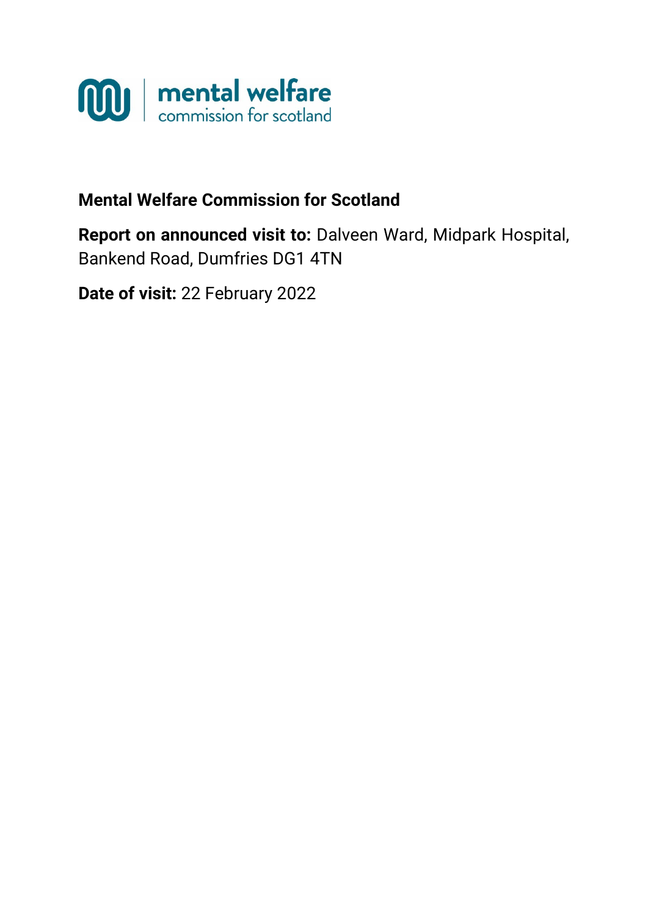mental welfare commission for scotland

**Mental Welfare Commission for Scotland**

**Report on announced visit to:** Dalveen Ward, Midpark Hospital, Bankend Road, Dumfries DG1 4TN

**Date of visit:** 22 February 2022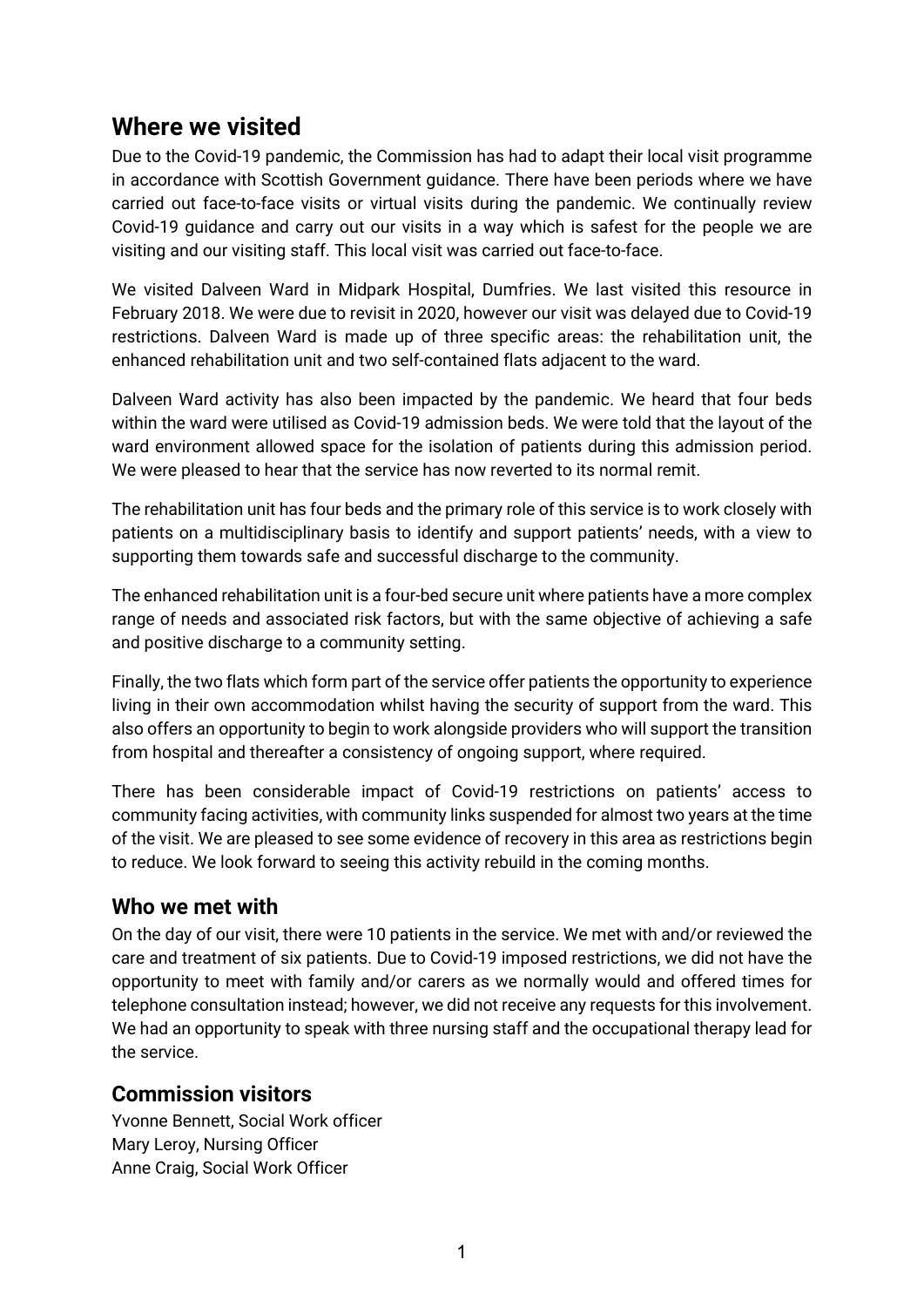## Where we visited

Due to the Covid-19 pandemic, the Commission has had to adapt their local visit programme in accordance with Scottish Government guidance. There have been periods where we have carried out face-to-face visits or virtual visits during the pandemic. We continually review Covid-19 guidance and carry out our visits in a way which is safest for the people we are visiting and our visiting staff. This local visit was carried out face-to-face.

We visited Dalveen Ward in Midpark Hospital, Dumfries. We last visited this resource in February 2018. We were due to revisit in 2020, however our visit was delayed due to Covid-19 restrictions. Dalveen Ward is made up of three specific areas: the rehabilitation unit, the enhanced rehabilitation unit and two self-contained flats adjacent to the ward.

Dalveen Ward activity has also been impacted by the pandemic. We heard that four beds within the ward were utilised as Covid-19 admission beds. We were told that the layout of the ward environment allowed space for the isolation of patients during this admission period. We were pleased to hear that the service has now reverted to its normal remit.

The rehabilitation unit has four beds and the primary role of this service is to work closely with patients on a multidisciplinary basis to identify and support patients' needs, with a view to supporting them towards safe and successful discharge to the community.

The enhanced rehabilitation unit is a four-bed secure unit where patients have a more complex range of needs and associated risk factors, but with the same objective of achieving a safe and positive discharge to a community setting.

Finally, the two flats which form part of the service offer patients the opportunity to experience living in their own accommodation whilst having the security of support from the ward. This also offers an opportunity to begin to work alongside providers who will support the transition from hospital and thereafter a consistency of ongoing support, where required.

There has been considerable impact of Covid-19 restrictions on patients' access to community facing activities, with community links suspended for almost two years at the time of the visit. We are pleased to see some evidence of recovery in this area as restrictions begin to reduce. We look forward to seeing this activity rebuild in the coming months.

## Who we met with

On the day of our visit, there were 10 patients in the service. We met with and/or reviewed the care and treatment of six patients. Due to Covid-19 imposed restrictions, we did not have the opportunity to meet with family and/or carers as we normally would and offered times for telephone consultation instead; however, we did not receive any requests for this involvement. We had an opportunity to speak with three nursing staff and the occupational therapy lead for the service.

## Commission visitors

Yvonne Bennett, Social Work officer
Mary Leroy, Nursing Officer
Anne Craig, Social Work Officer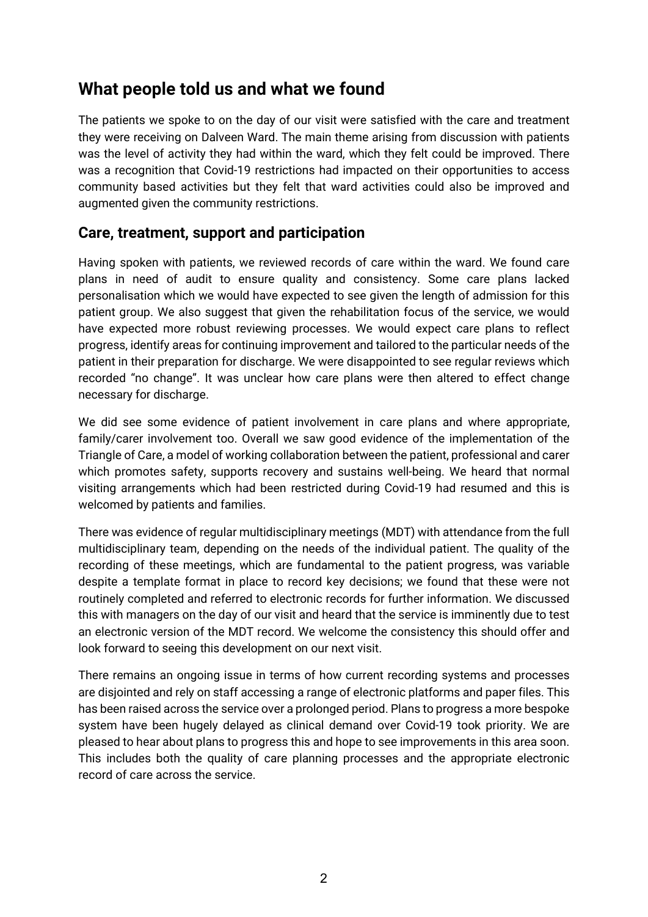## What people told us and what we found

The patients we spoke to on the day of our visit were satisfied with the care and treatment they were receiving on Dalveen Ward. The main theme arising from discussion with patients was the level of activity they had within the ward, which they felt could be improved. There was a recognition that Covid-19 restrictions had impacted on their opportunities to access community based activities but they felt that ward activities could also be improved and augmented given the community restrictions.

### Care, treatment, support and participation

Having spoken with patients, we reviewed records of care within the ward. We found care plans in need of audit to ensure quality and consistency. Some care plans lacked personalisation which we would have expected to see given the length of admission for this patient group. We also suggest that given the rehabilitation focus of the service, we would have expected more robust reviewing processes. We would expect care plans to reflect progress, identify areas for continuing improvement and tailored to the particular needs of the patient in their preparation for discharge. We were disappointed to see regular reviews which recorded "no change". It was unclear how care plans were then altered to effect change necessary for discharge.

We did see some evidence of patient involvement in care plans and where appropriate, family/carer involvement too. Overall we saw good evidence of the implementation of the Triangle of Care, a model of working collaboration between the patient, professional and carer which promotes safety, supports recovery and sustains well-being. We heard that normal visiting arrangements which had been restricted during Covid-19 had resumed and this is welcomed by patients and families.

There was evidence of regular multidisciplinary meetings (MDT) with attendance from the full multidisciplinary team, depending on the needs of the individual patient. The quality of the recording of these meetings, which are fundamental to the patient progress, was variable despite a template format in place to record key decisions; we found that these were not routinely completed and referred to electronic records for further information. We discussed this with managers on the day of our visit and heard that the service is imminently due to test an electronic version of the MDT record. We welcome the consistency this should offer and look forward to seeing this development on our next visit.

There remains an ongoing issue in terms of how current recording systems and processes are disjointed and rely on staff accessing a range of electronic platforms and paper files. This has been raised across the service over a prolonged period. Plans to progress a more bespoke system have been hugely delayed as clinical demand over Covid-19 took priority. We are pleased to hear about plans to progress this and hope to see improvements in this area soon. This includes both the quality of care planning processes and the appropriate electronic record of care across the service.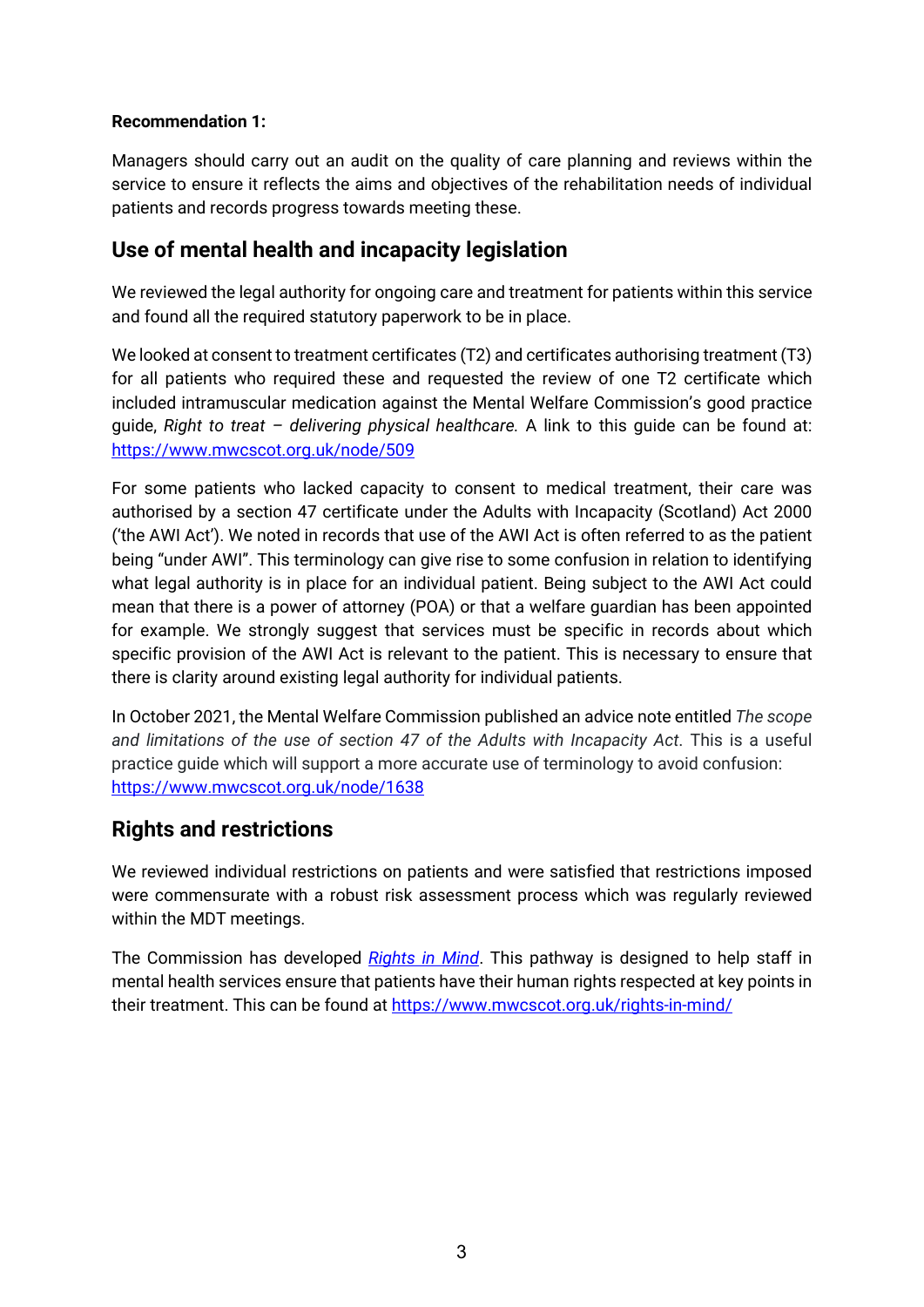**Recommendation 1:**

Managers should carry out an audit on the quality of care planning and reviews within the service to ensure it reflects the aims and objectives of the rehabilitation needs of individual patients and records progress towards meeting these.

## Use of mental health and incapacity legislation

We reviewed the legal authority for ongoing care and treatment for patients within this service and found all the required statutory paperwork to be in place.

We looked at consent to treatment certificates (T2) and certificates authorising treatment (T3) for all patients who required these and requested the review of one T2 certificate which included intramuscular medication against the Mental Welfare Commission's good practice guide, *Right to treat – delivering physical healthcare.* A link to this guide can be found at: https://www.mwcscot.org.uk/node/509

For some patients who lacked capacity to consent to medical treatment, their care was authorised by a section 47 certificate under the Adults with Incapacity (Scotland) Act 2000 ('the AWI Act'). We noted in records that use of the AWI Act is often referred to as the patient being "under AWI". This terminology can give rise to some confusion in relation to identifying what legal authority is in place for an individual patient. Being subject to the AWI Act could mean that there is a power of attorney (POA) or that a welfare guardian has been appointed for example. We strongly suggest that services must be specific in records about which specific provision of the AWI Act is relevant to the patient. This is necessary to ensure that there is clarity around existing legal authority for individual patients.

In October 2021, the Mental Welfare Commission published an advice note entitled *The scope and limitations of the use of section 47 of the Adults with Incapacity Act*. This is a useful practice guide which will support a more accurate use of terminology to avoid confusion: https://www.mwcscot.org.uk/node/1638

## Rights and restrictions

We reviewed individual restrictions on patients and were satisfied that restrictions imposed were commensurate with a robust risk assessment process which was regularly reviewed within the MDT meetings.

The Commission has developed *Rights in Mind*. This pathway is designed to help staff in mental health services ensure that patients have their human rights respected at key points in their treatment. This can be found at https://www.mwcscot.org.uk/rights-in-mind/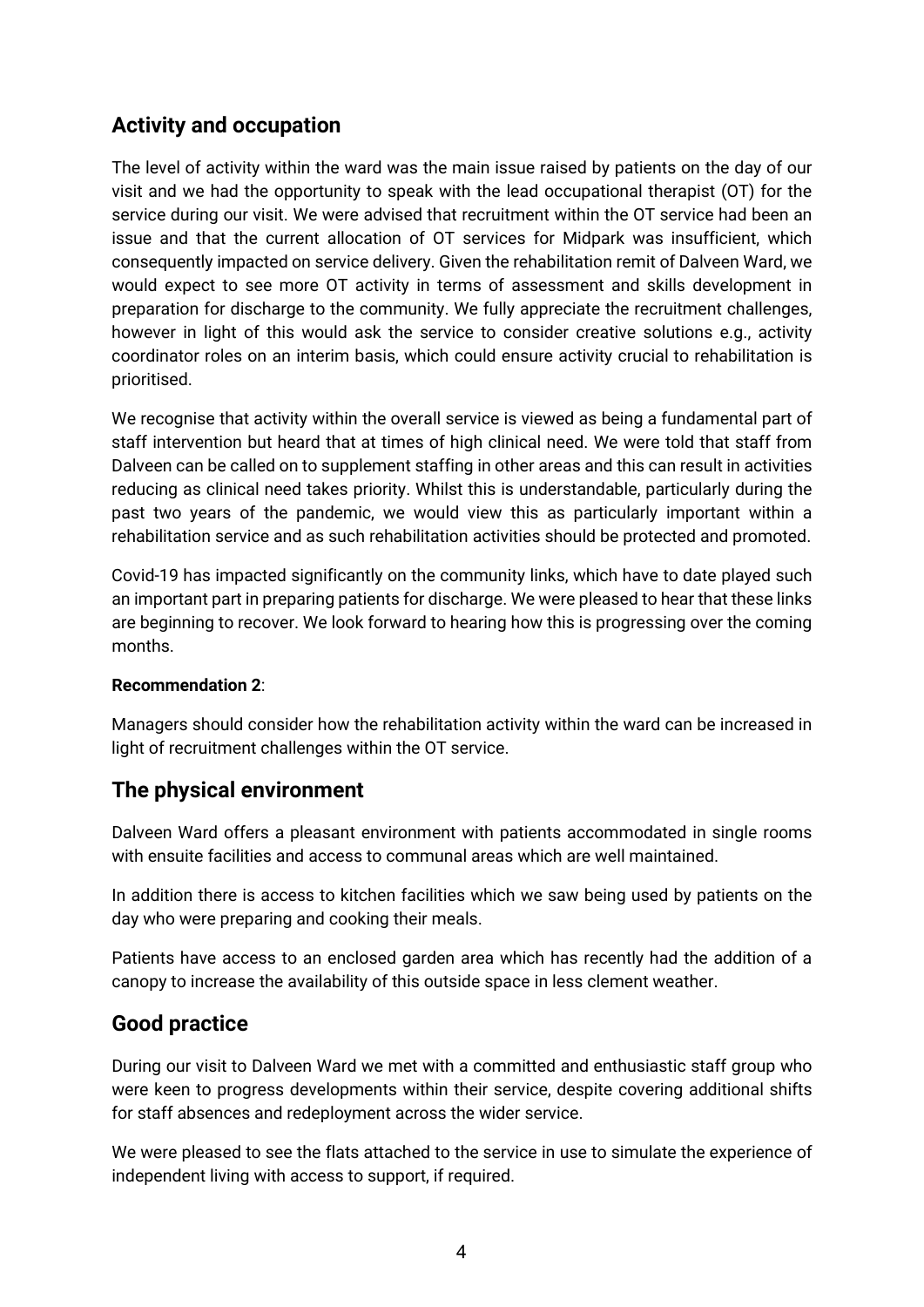## Activity and occupation

The level of activity within the ward was the main issue raised by patients on the day of our visit and we had the opportunity to speak with the lead occupational therapist (OT) for the service during our visit. We were advised that recruitment within the OT service had been an issue and that the current allocation of OT services for Midpark was insufficient, which consequently impacted on service delivery. Given the rehabilitation remit of Dalveen Ward, we would expect to see more OT activity in terms of assessment and skills development in preparation for discharge to the community. We fully appreciate the recruitment challenges, however in light of this would ask the service to consider creative solutions e.g., activity coordinator roles on an interim basis, which could ensure activity crucial to rehabilitation is prioritised.

We recognise that activity within the overall service is viewed as being a fundamental part of staff intervention but heard that at times of high clinical need. We were told that staff from Dalveen can be called on to supplement staffing in other areas and this can result in activities reducing as clinical need takes priority. Whilst this is understandable, particularly during the past two years of the pandemic, we would view this as particularly important within a rehabilitation service and as such rehabilitation activities should be protected and promoted.

Covid-19 has impacted significantly on the community links, which have to date played such an important part in preparing patients for discharge. We were pleased to hear that these links are beginning to recover. We look forward to hearing how this is progressing over the coming months.

**Recommendation 2**:

Managers should consider how the rehabilitation activity within the ward can be increased in light of recruitment challenges within the OT service.

## The physical environment

Dalveen Ward offers a pleasant environment with patients accommodated in single rooms with ensuite facilities and access to communal areas which are well maintained.

In addition there is access to kitchen facilities which we saw being used by patients on the day who were preparing and cooking their meals.

Patients have access to an enclosed garden area which has recently had the addition of a canopy to increase the availability of this outside space in less clement weather.

## Good practice

During our visit to Dalveen Ward we met with a committed and enthusiastic staff group who were keen to progress developments within their service, despite covering additional shifts for staff absences and redeployment across the wider service.

We were pleased to see the flats attached to the service in use to simulate the experience of independent living with access to support, if required.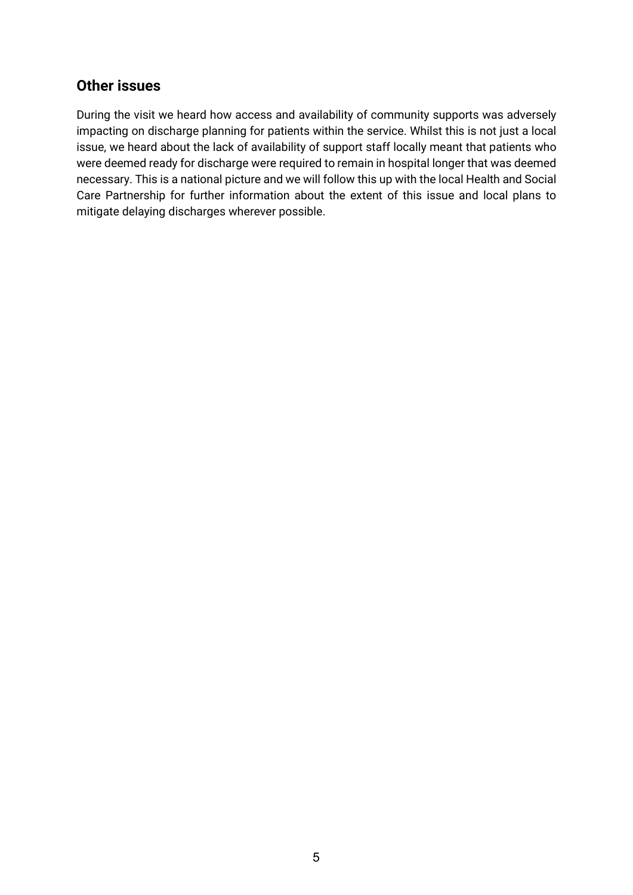## Other issues

During the visit we heard how access and availability of community supports was adversely impacting on discharge planning for patients within the service. Whilst this is not just a local issue, we heard about the lack of availability of support staff locally meant that patients who were deemed ready for discharge were required to remain in hospital longer that was deemed necessary. This is a national picture and we will follow this up with the local Health and Social Care Partnership for further information about the extent of this issue and local plans to mitigate delaying discharges wherever possible.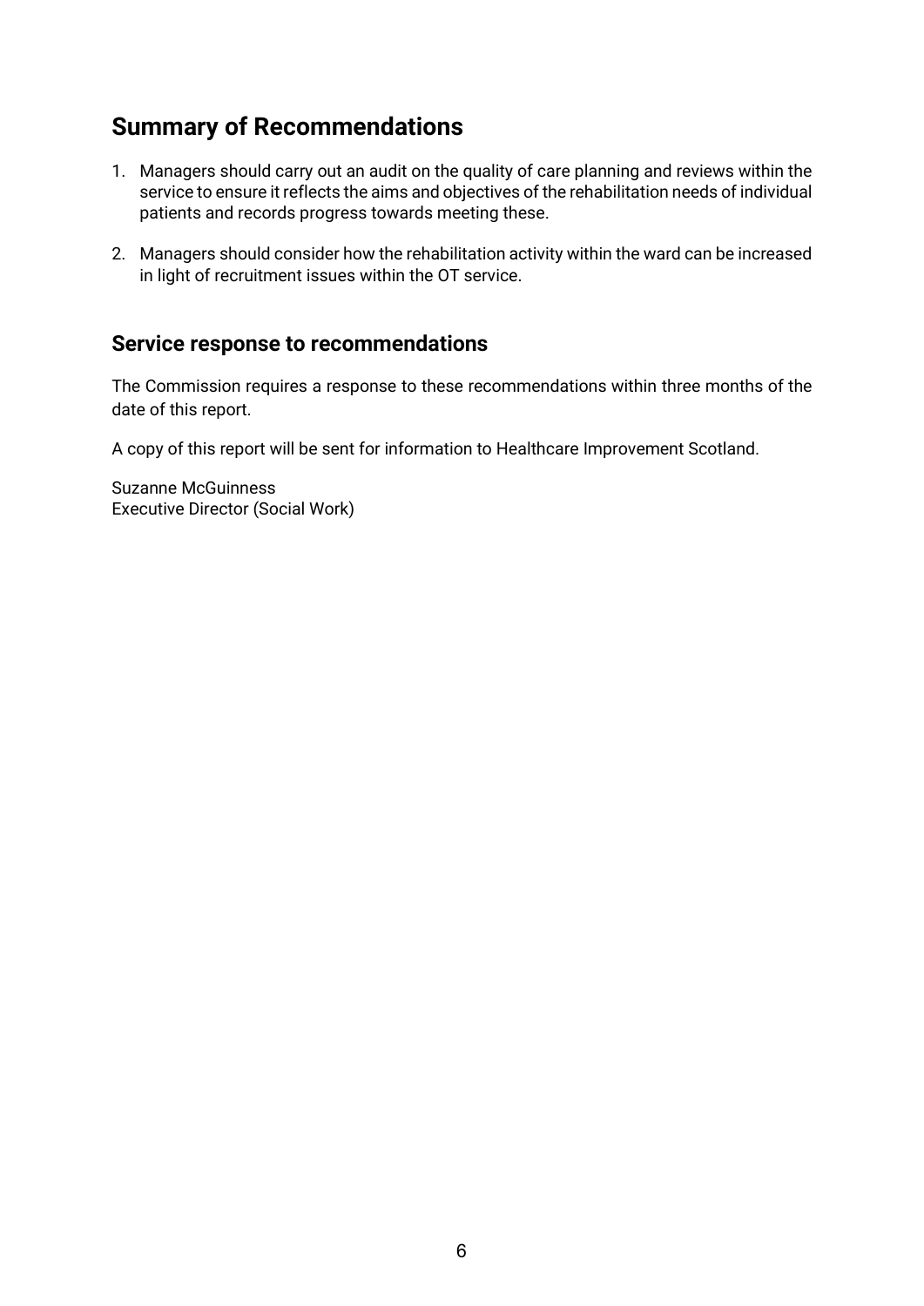## Summary of Recommendations

1. Managers should carry out an audit on the quality of care planning and reviews within the service to ensure it reflects the aims and objectives of the rehabilitation needs of individual patients and records progress towards meeting these.

2. Managers should consider how the rehabilitation activity within the ward can be increased in light of recruitment issues within the OT service.

## Service response to recommendations

The Commission requires a response to these recommendations within three months of the date of this report.

A copy of this report will be sent for information to Healthcare Improvement Scotland.

Suzanne McGuinness
Executive Director (Social Work)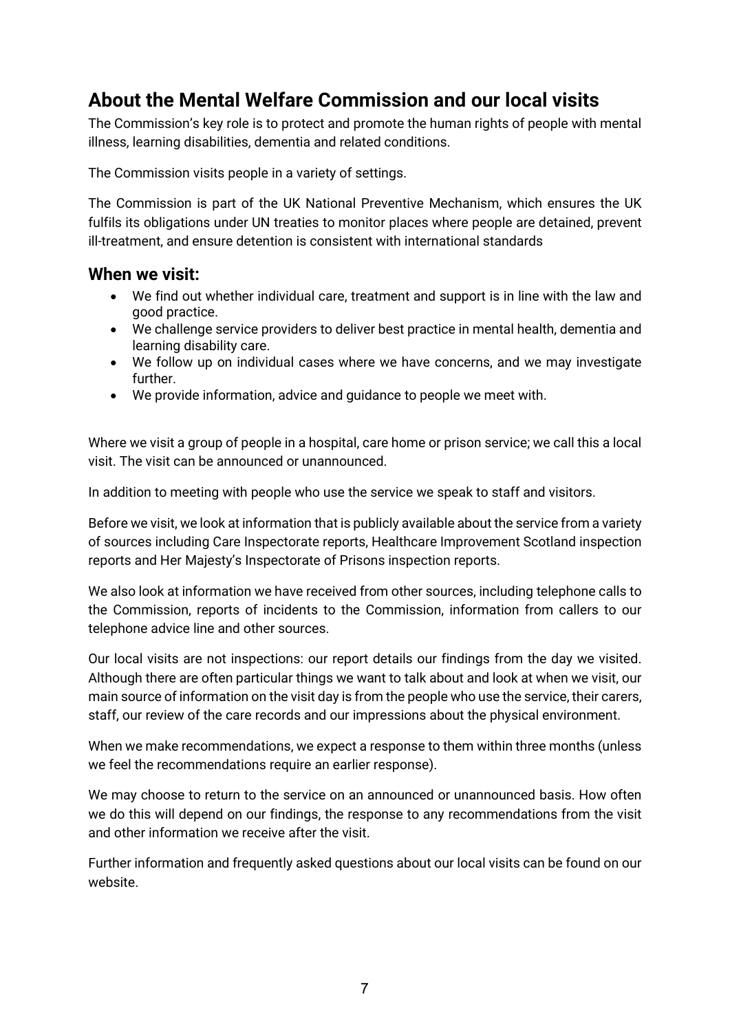## About the Mental Welfare Commission and our local visits

The Commission's key role is to protect and promote the human rights of people with mental illness, learning disabilities, dementia and related conditions.

The Commission visits people in a variety of settings.

The Commission is part of the UK National Preventive Mechanism, which ensures the UK fulfils its obligations under UN treaties to monitor places where people are detained, prevent ill-treatment, and ensure detention is consistent with international standards

### When we visit:

- We find out whether individual care, treatment and support is in line with the law and good practice.
- We challenge service providers to deliver best practice in mental health, dementia and learning disability care.
- We follow up on individual cases where we have concerns, and we may investigate further.
- We provide information, advice and guidance to people we meet with.

Where we visit a group of people in a hospital, care home or prison service; we call this a local visit. The visit can be announced or unannounced.

In addition to meeting with people who use the service we speak to staff and visitors.

Before we visit, we look at information that is publicly available about the service from a variety of sources including Care Inspectorate reports, Healthcare Improvement Scotland inspection reports and Her Majesty's Inspectorate of Prisons inspection reports.

We also look at information we have received from other sources, including telephone calls to the Commission, reports of incidents to the Commission, information from callers to our telephone advice line and other sources.

Our local visits are not inspections: our report details our findings from the day we visited. Although there are often particular things we want to talk about and look at when we visit, our main source of information on the visit day is from the people who use the service, their carers, staff, our review of the care records and our impressions about the physical environment.

When we make recommendations, we expect a response to them within three months (unless we feel the recommendations require an earlier response).

We may choose to return to the service on an announced or unannounced basis. How often we do this will depend on our findings, the response to any recommendations from the visit and other information we receive after the visit.

Further information and frequently asked questions about our local visits can be found on our website.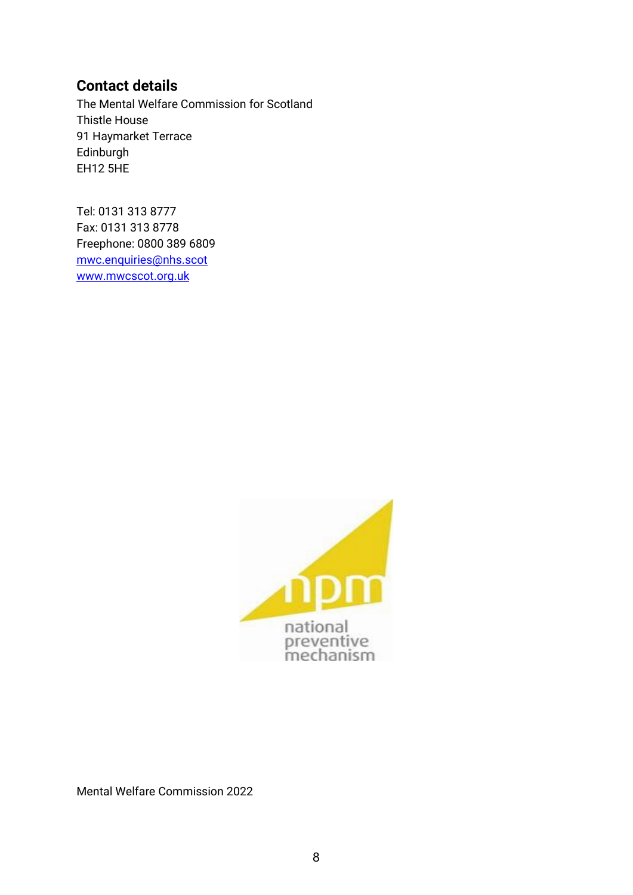## Contact details

The Mental Welfare Commission for Scotland
Thistle House
91 Haymarket Terrace
Edinburgh
EH12 5HE

Tel: 0131 313 8777
Fax: 0131 313 8778
Freephone: 0800 389 6809
mwc.enquiries@nhs.scot
www.mwcscot.org.uk

Mental Welfare Commission 2022